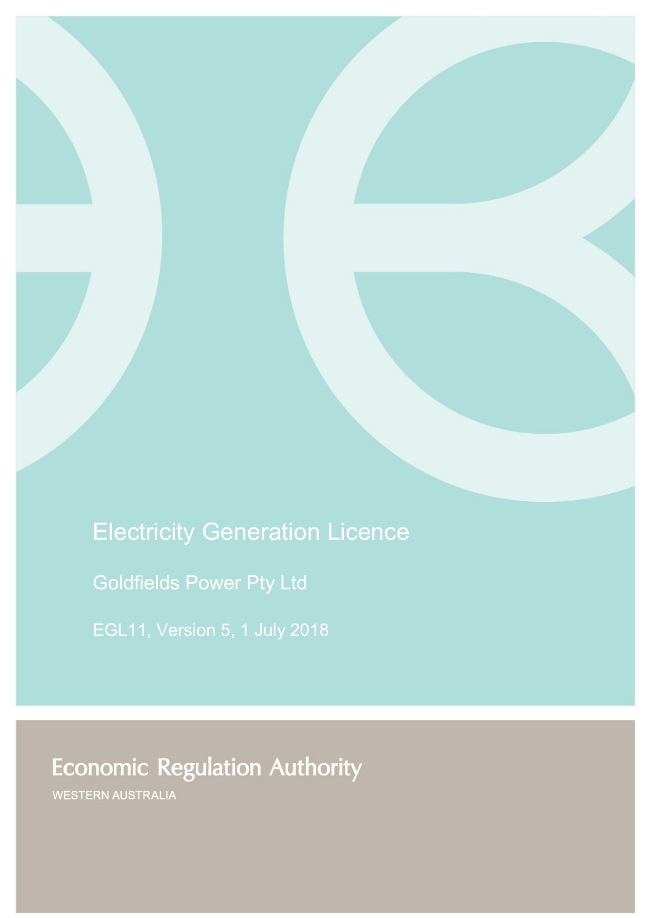# Electricity Generation Licence

## Goldfields Power Pty Ltd

EGL11, Version 5, 1 July 2018

Economic Regulation Authority

WESTERN AUSTRALIA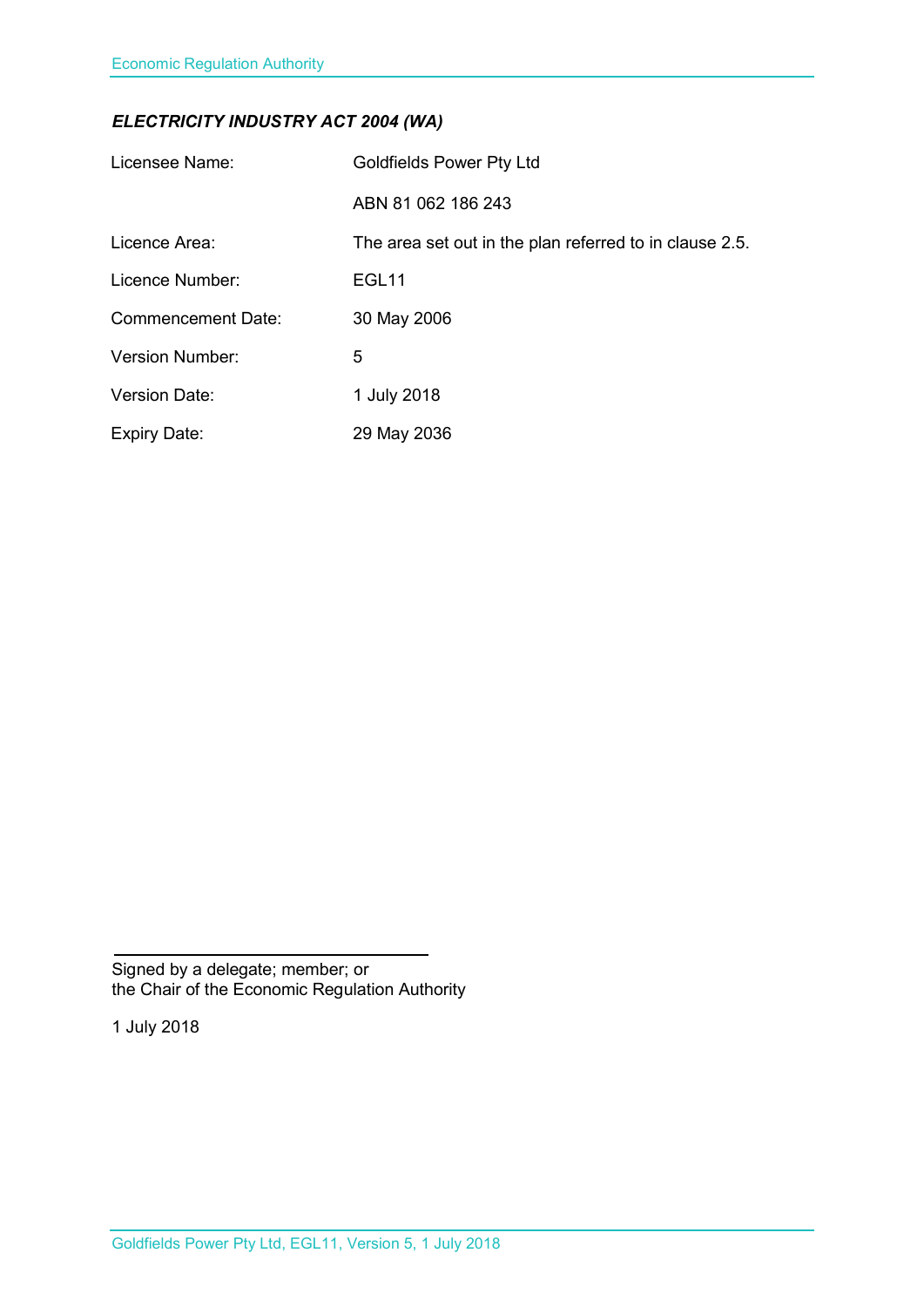***ELECTRICITY INDUSTRY ACT 2004 (WA)***

| | |
|---|---|
| Licensee Name: | Goldfields Power Pty Ltd |
| | ABN 81 062 186 243 |
| Licence Area: | The area set out in the plan referred to in clause 2.5. |
| Licence Number: | EGL11 |
| Commencement Date: | 30 May 2006 |
| Version Number: | 5 |
| Version Date: | 1 July 2018 |
| Expiry Date: | 29 May 2036 |

Signed by a delegate; member; or
the Chair of the Economic Regulation Authority

1 July 2018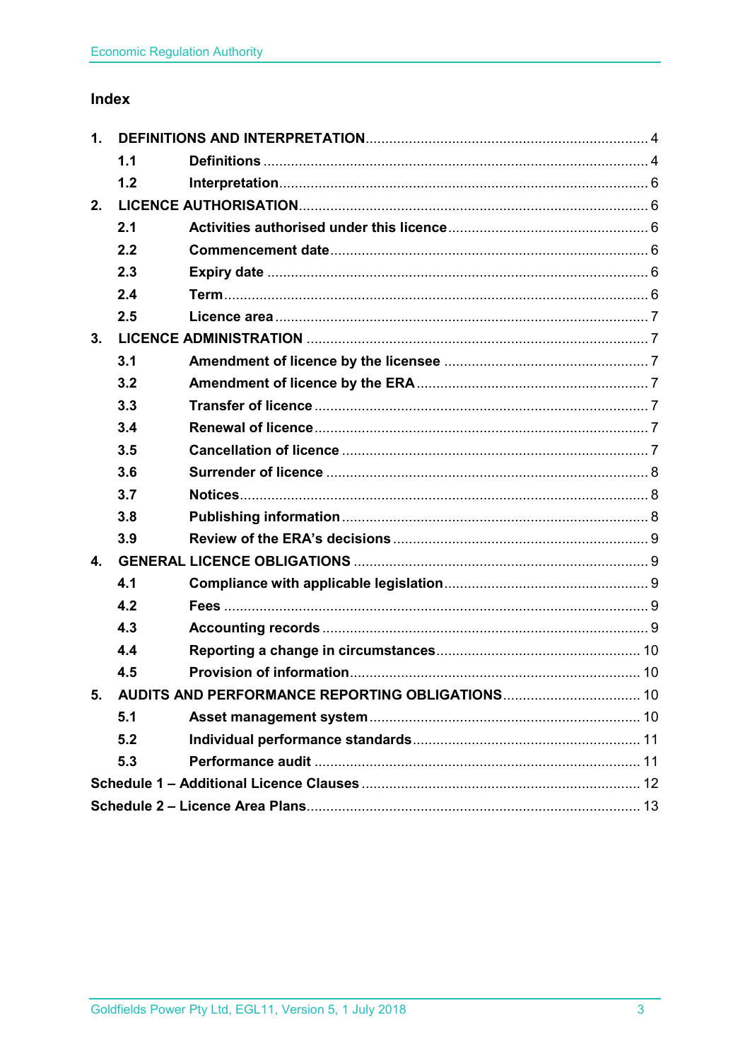## Index

1. **DEFINITIONS AND INTERPRETATION** ........ 4
   - **1.1 Definitions** ........ 4
   - **1.2 Interpretation** ........ 6
2. **LICENCE AUTHORISATION** ........ 6
   - **2.1 Activities authorised under this licence** ........ 6
   - **2.2 Commencement date** ........ 6
   - **2.3 Expiry date** ........ 6
   - **2.4 Term** ........ 6
   - **2.5 Licence area** ........ 7
3. **LICENCE ADMINISTRATION** ........ 7
   - **3.1 Amendment of licence by the licensee** ........ 7
   - **3.2 Amendment of licence by the ERA** ........ 7
   - **3.3 Transfer of licence** ........ 7
   - **3.4 Renewal of licence** ........ 7
   - **3.5 Cancellation of licence** ........ 7
   - **3.6 Surrender of licence** ........ 8
   - **3.7 Notices** ........ 8
   - **3.8 Publishing information** ........ 8
   - **3.9 Review of the ERA's decisions** ........ 9
4. **GENERAL LICENCE OBLIGATIONS** ........ 9
   - **4.1 Compliance with applicable legislation** ........ 9
   - **4.2 Fees** ........ 9
   - **4.3 Accounting records** ........ 9
   - **4.4 Reporting a change in circumstances** ........ 10
   - **4.5 Provision of information** ........ 10
5. **AUDITS AND PERFORMANCE REPORTING OBLIGATIONS** ........ 10
   - **5.1 Asset management system** ........ 10
   - **5.2 Individual performance standards** ........ 11
   - **5.3 Performance audit** ........ 11

**Schedule 1 – Additional Licence Clauses** ........ 12

**Schedule 2 – Licence Area Plans** ........ 13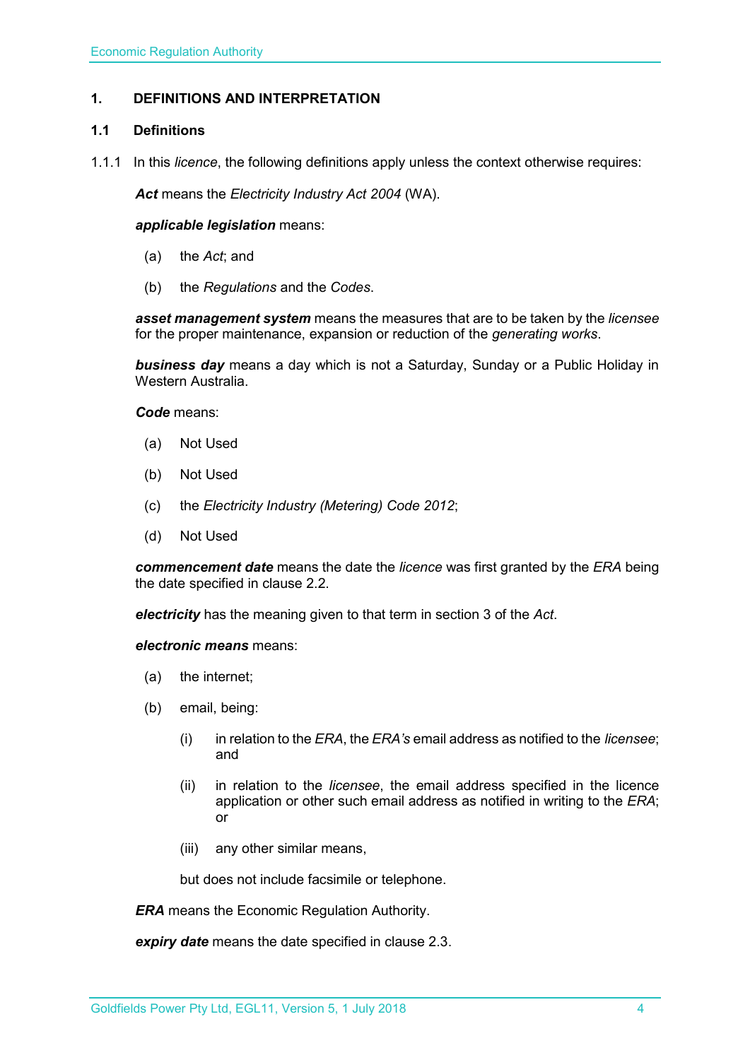## 1. DEFINITIONS AND INTERPRETATION

### 1.1 Definitions

1.1.1 In this *licence*, the following definitions apply unless the context otherwise requires:

***Act*** means the *Electricity Industry Act 2004* (WA).

***applicable legislation*** means:

(a) the *Act*; and

(b) the *Regulations* and the *Codes*.

***asset management system*** means the measures that are to be taken by the *licensee* for the proper maintenance, expansion or reduction of the *generating works*.

***business day*** means a day which is not a Saturday, Sunday or a Public Holiday in Western Australia.

***Code*** means:

(a) Not Used

(b) Not Used

(c) the *Electricity Industry (Metering) Code 2012*;

(d) Not Used

***commencement date*** means the date the *licence* was first granted by the *ERA* being the date specified in clause 2.2.

***electricity*** has the meaning given to that term in section 3 of the *Act*.

***electronic means*** means:

(a) the internet;

(b) email, being:

(i) in relation to the *ERA*, the *ERA's* email address as notified to the *licensee*; and

(ii) in relation to the *licensee*, the email address specified in the licence application or other such email address as notified in writing to the *ERA*; or

(iii) any other similar means,

but does not include facsimile or telephone.

***ERA*** means the Economic Regulation Authority.

***expiry date*** means the date specified in clause 2.3.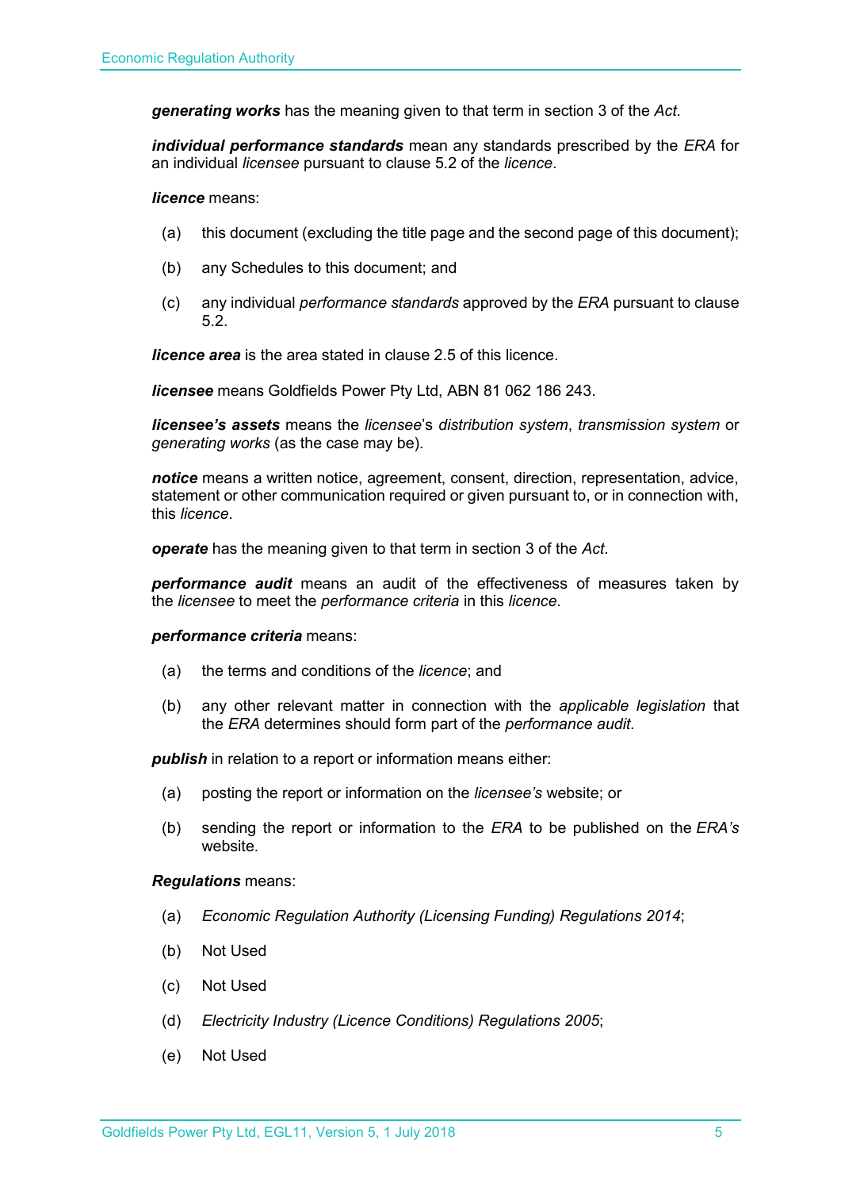***generating works*** has the meaning given to that term in section 3 of the *Act.*

***individual performance standards*** mean any standards prescribed by the *ERA* for an individual *licensee* pursuant to clause 5.2 of the *licence*.

***licence*** means:

(a) this document (excluding the title page and the second page of this document);

(b) any Schedules to this document; and

(c) any individual *performance standards* approved by the *ERA* pursuant to clause 5.2.

***licence area*** is the area stated in clause 2.5 of this licence.

***licensee*** means Goldfields Power Pty Ltd, ABN 81 062 186 243.

***licensee's assets*** means the *licensee*'s *distribution system*, *transmission system* or *generating works* (as the case may be).

***notice*** means a written notice, agreement, consent, direction, representation, advice, statement or other communication required or given pursuant to, or in connection with, this *licence*.

***operate*** has the meaning given to that term in section 3 of the *Act*.

***performance audit*** means an audit of the effectiveness of measures taken by the *licensee* to meet the *performance criteria* in this *licence*.

***performance criteria*** means:

(a) the terms and conditions of the *licence*; and

(b) any other relevant matter in connection with the *applicable legislation* that the *ERA* determines should form part of the *performance audit*.

***publish*** in relation to a report or information means either:

(a) posting the report or information on the *licensee's* website; or

(b) sending the report or information to the *ERA* to be published on the *ERA's* website.

***Regulations*** means:

(a) *Economic Regulation Authority (Licensing Funding) Regulations 2014*;

(b) Not Used

(c) Not Used

(d) *Electricity Industry (Licence Conditions) Regulations 2005*;

(e) Not Used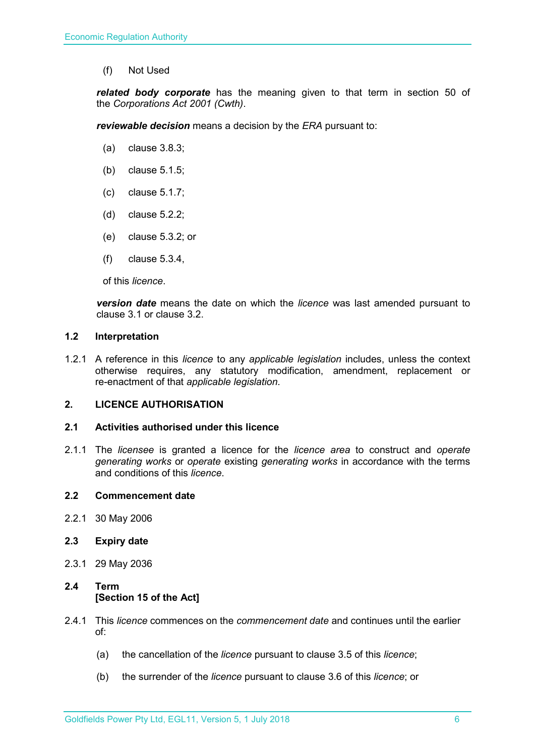(f) Not Used

***related body corporate*** has the meaning given to that term in section 50 of the *Corporations Act 2001 (Cwth)*.

***reviewable decision*** means a decision by the *ERA* pursuant to:

(a) clause 3.8.3;

(b) clause 5.1.5;

(c) clause 5.1.7;

(d) clause 5.2.2;

(e) clause 5.3.2; or

(f) clause 5.3.4,

of this *licence*.

***version date*** means the date on which the *licence* was last amended pursuant to clause 3.1 or clause 3.2.

### 1.2 Interpretation

1.2.1 A reference in this *licence* to any *applicable legislation* includes, unless the context otherwise requires, any statutory modification, amendment, replacement or re-enactment of that *applicable legislation*.

## 2. LICENCE AUTHORISATION

### 2.1 Activities authorised under this licence

2.1.1 The *licensee* is granted a licence for the *licence area* to construct and *operate generating works* or *operate* existing *generating works* in accordance with the terms and conditions of this *licence*.

### 2.2 Commencement date

2.2.1 30 May 2006

### 2.3 Expiry date

2.3.1 29 May 2036

### 2.4 Term [Section 15 of the Act]

2.4.1 This *licence* commences on the *commencement date* and continues until the earlier of:

(a) the cancellation of the *licence* pursuant to clause 3.5 of this *licence*;

(b) the surrender of the *licence* pursuant to clause 3.6 of this *licence*; or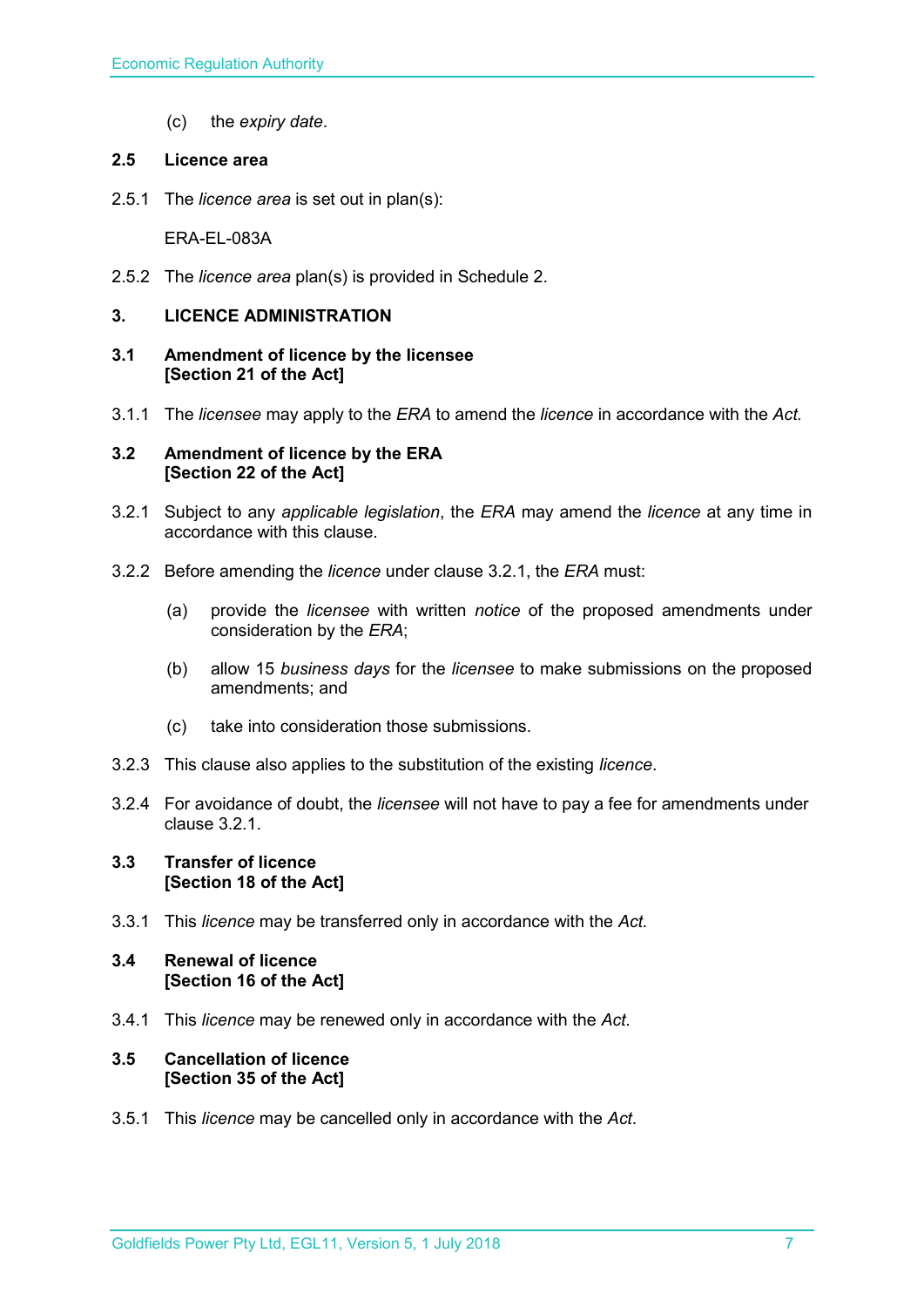(c) the *expiry date*.

### 2.5 Licence area

2.5.1 The *licence area* is set out in plan(s):

ERA-EL-083A

2.5.2 The *licence area* plan(s) is provided in Schedule 2.

## 3. LICENCE ADMINISTRATION

### 3.1 Amendment of licence by the licensee [Section 21 of the Act]

3.1.1 The *licensee* may apply to the *ERA* to amend the *licence* in accordance with the *Act.*

### 3.2 Amendment of licence by the ERA [Section 22 of the Act]

3.2.1 Subject to any *applicable legislation*, the *ERA* may amend the *licence* at any time in accordance with this clause.

3.2.2 Before amending the *licence* under clause 3.2.1, the *ERA* must:

(a) provide the *licensee* with written *notice* of the proposed amendments under consideration by the *ERA*;

(b) allow 15 *business days* for the *licensee* to make submissions on the proposed amendments; and

(c) take into consideration those submissions.

3.2.3 This clause also applies to the substitution of the existing *licence*.

3.2.4 For avoidance of doubt, the *licensee* will not have to pay a fee for amendments under clause 3.2.1.

### 3.3 Transfer of licence [Section 18 of the Act]

3.3.1 This *licence* may be transferred only in accordance with the *Act.*

### 3.4 Renewal of licence [Section 16 of the Act]

3.4.1 This *licence* may be renewed only in accordance with the *Act*.

### 3.5 Cancellation of licence [Section 35 of the Act]

3.5.1 This *licence* may be cancelled only in accordance with the *Act*.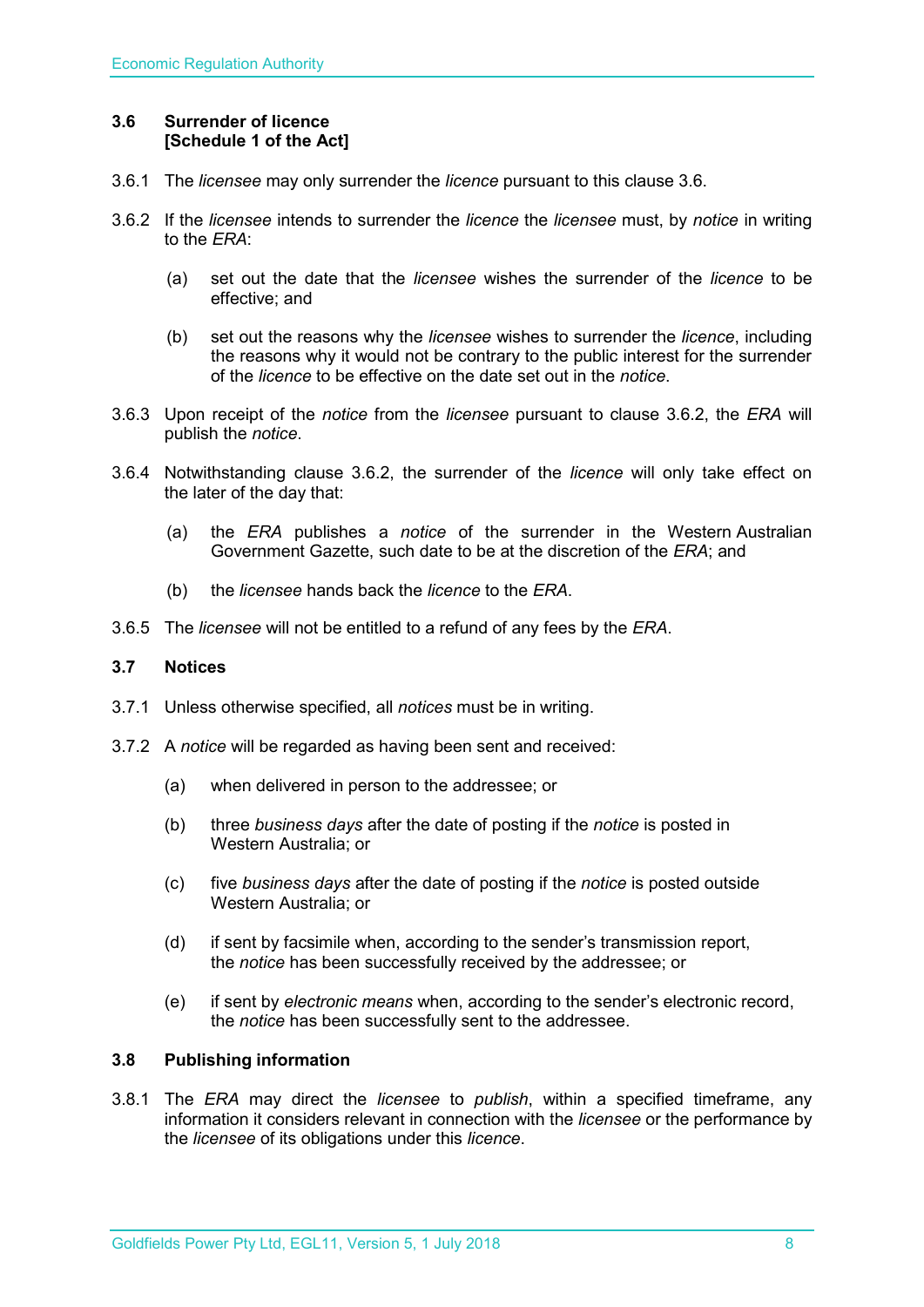### 3.6 Surrender of licence [Schedule 1 of the Act]

3.6.1 The *licensee* may only surrender the *licence* pursuant to this clause 3.6.

3.6.2 If the *licensee* intends to surrender the *licence* the *licensee* must, by *notice* in writing to the *ERA*:

(a) set out the date that the *licensee* wishes the surrender of the *licence* to be effective; and

(b) set out the reasons why the *licensee* wishes to surrender the *licence*, including the reasons why it would not be contrary to the public interest for the surrender of the *licence* to be effective on the date set out in the *notice*.

3.6.3 Upon receipt of the *notice* from the *licensee* pursuant to clause 3.6.2, the *ERA* will publish the *notice*.

3.6.4 Notwithstanding clause 3.6.2, the surrender of the *licence* will only take effect on the later of the day that:

(a) the *ERA* publishes a *notice* of the surrender in the Western Australian Government Gazette, such date to be at the discretion of the *ERA*; and

(b) the *licensee* hands back the *licence* to the *ERA*.

3.6.5 The *licensee* will not be entitled to a refund of any fees by the *ERA*.

### 3.7 Notices

3.7.1 Unless otherwise specified, all *notices* must be in writing.

3.7.2 A *notice* will be regarded as having been sent and received:

(a) when delivered in person to the addressee; or

(b) three *business days* after the date of posting if the *notice* is posted in Western Australia; or

(c) five *business days* after the date of posting if the *notice* is posted outside Western Australia; or

(d) if sent by facsimile when, according to the sender's transmission report, the *notice* has been successfully received by the addressee; or

(e) if sent by *electronic means* when, according to the sender's electronic record, the *notice* has been successfully sent to the addressee.

### 3.8 Publishing information

3.8.1 The *ERA* may direct the *licensee* to *publish*, within a specified timeframe, any information it considers relevant in connection with the *licensee* or the performance by the *licensee* of its obligations under this *licence*.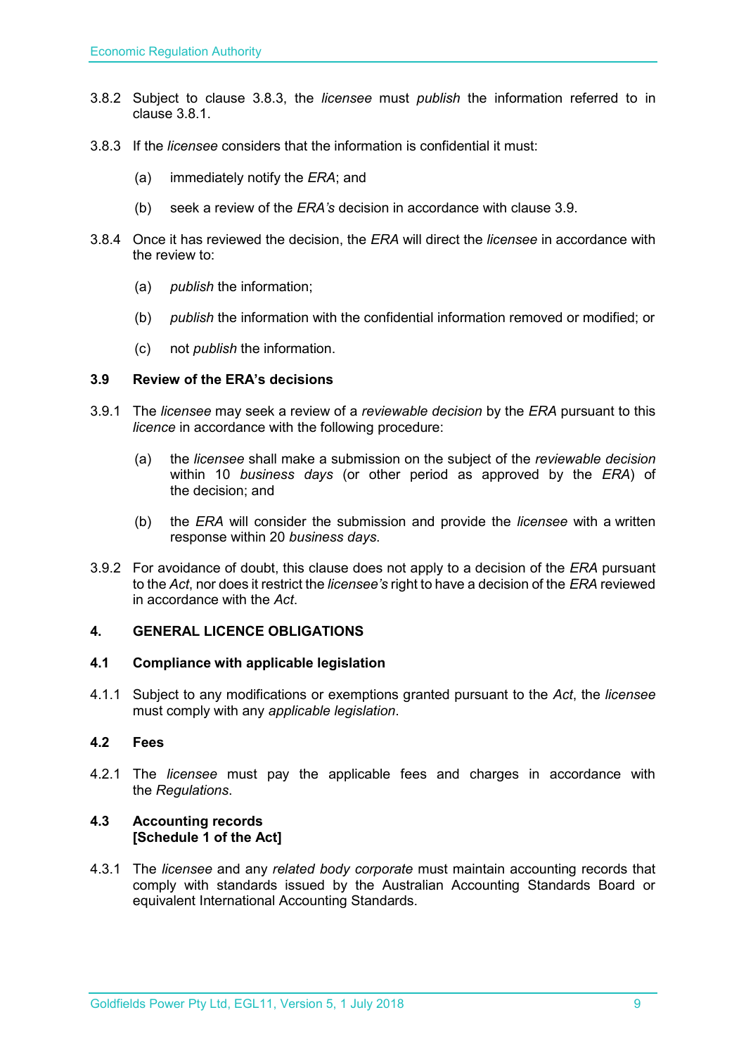3.8.2 Subject to clause 3.8.3, the *licensee* must *publish* the information referred to in clause 3.8.1.

3.8.3 If the *licensee* considers that the information is confidential it must:

(a) immediately notify the *ERA*; and

(b) seek a review of the *ERA's* decision in accordance with clause 3.9.

3.8.4 Once it has reviewed the decision, the *ERA* will direct the *licensee* in accordance with the review to:

(a) *publish* the information;

(b) *publish* the information with the confidential information removed or modified; or

(c) not *publish* the information.

### 3.9 Review of the ERA's decisions

3.9.1 The *licensee* may seek a review of a *reviewable decision* by the *ERA* pursuant to this *licence* in accordance with the following procedure:

(a) the *licensee* shall make a submission on the subject of the *reviewable decision* within 10 *business days* (or other period as approved by the *ERA*) of the decision; and

(b) the *ERA* will consider the submission and provide the *licensee* with a written response within 20 *business days*.

3.9.2 For avoidance of doubt, this clause does not apply to a decision of the *ERA* pursuant to the *Act*, nor does it restrict the *licensee's* right to have a decision of the *ERA* reviewed in accordance with the *Act*.

## 4. GENERAL LICENCE OBLIGATIONS

### 4.1 Compliance with applicable legislation

4.1.1 Subject to any modifications or exemptions granted pursuant to the *Act*, the *licensee* must comply with any *applicable legislation*.

### 4.2 Fees

4.2.1 The *licensee* must pay the applicable fees and charges in accordance with the *Regulations*.

### 4.3 Accounting records [Schedule 1 of the Act]

4.3.1 The *licensee* and any *related body corporate* must maintain accounting records that comply with standards issued by the Australian Accounting Standards Board or equivalent International Accounting Standards.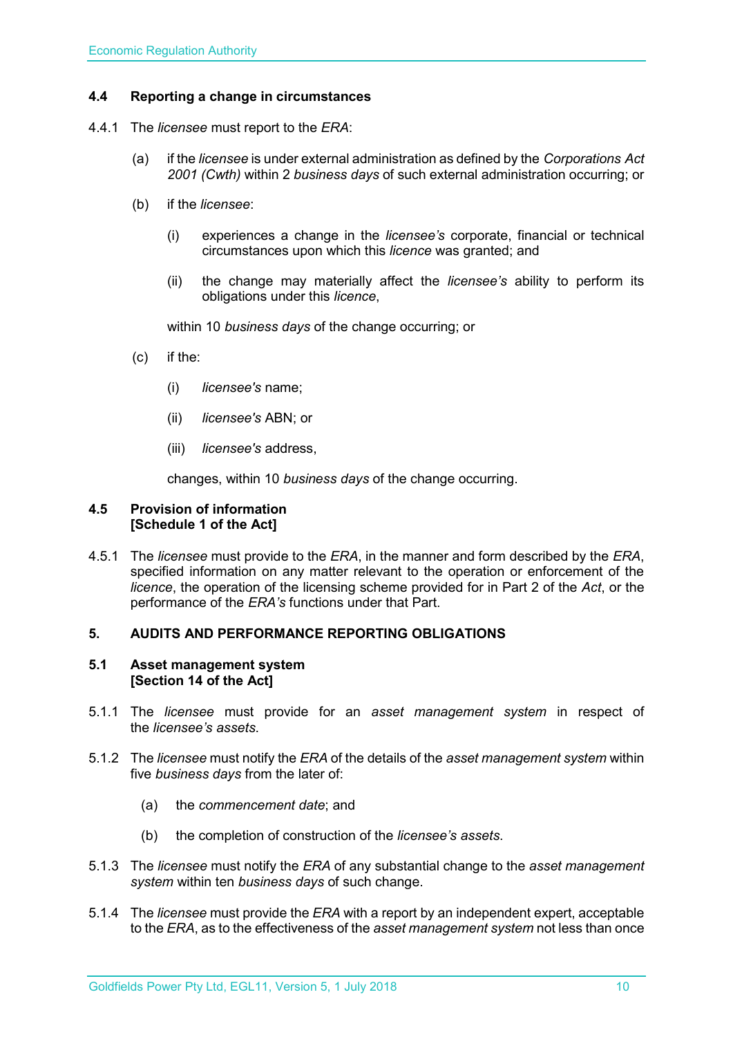### 4.4 Reporting a change in circumstances

4.4.1 The *licensee* must report to the *ERA*:

(a) if the *licensee* is under external administration as defined by the *Corporations Act 2001 (Cwth)* within 2 *business days* of such external administration occurring; or

(b) if the *licensee*:

(i) experiences a change in the *licensee's* corporate, financial or technical circumstances upon which this *licence* was granted; and

(ii) the change may materially affect the *licensee's* ability to perform its obligations under this *licence*,

within 10 *business days* of the change occurring; or

(c) if the:

(i) *licensee's* name;

(ii) *licensee's* ABN; or

(iii) *licensee's* address,

changes, within 10 *business days* of the change occurring.

### 4.5 Provision of information [Schedule 1 of the Act]

4.5.1 The *licensee* must provide to the *ERA*, in the manner and form described by the *ERA*, specified information on any matter relevant to the operation or enforcement of the *licence*, the operation of the licensing scheme provided for in Part 2 of the *Act*, or the performance of the *ERA's* functions under that Part.

## 5. AUDITS AND PERFORMANCE REPORTING OBLIGATIONS

### 5.1 Asset management system [Section 14 of the Act]

5.1.1 The *licensee* must provide for an *asset management system* in respect of the *licensee's assets*.

5.1.2 The *licensee* must notify the *ERA* of the details of the *asset management system* within five *business days* from the later of:

(a) the *commencement date*; and

(b) the completion of construction of the *licensee's assets*.

5.1.3 The *licensee* must notify the *ERA* of any substantial change to the *asset management system* within ten *business days* of such change.

5.1.4 The *licensee* must provide the *ERA* with a report by an independent expert, acceptable to the *ERA*, as to the effectiveness of the *asset management system* not less than once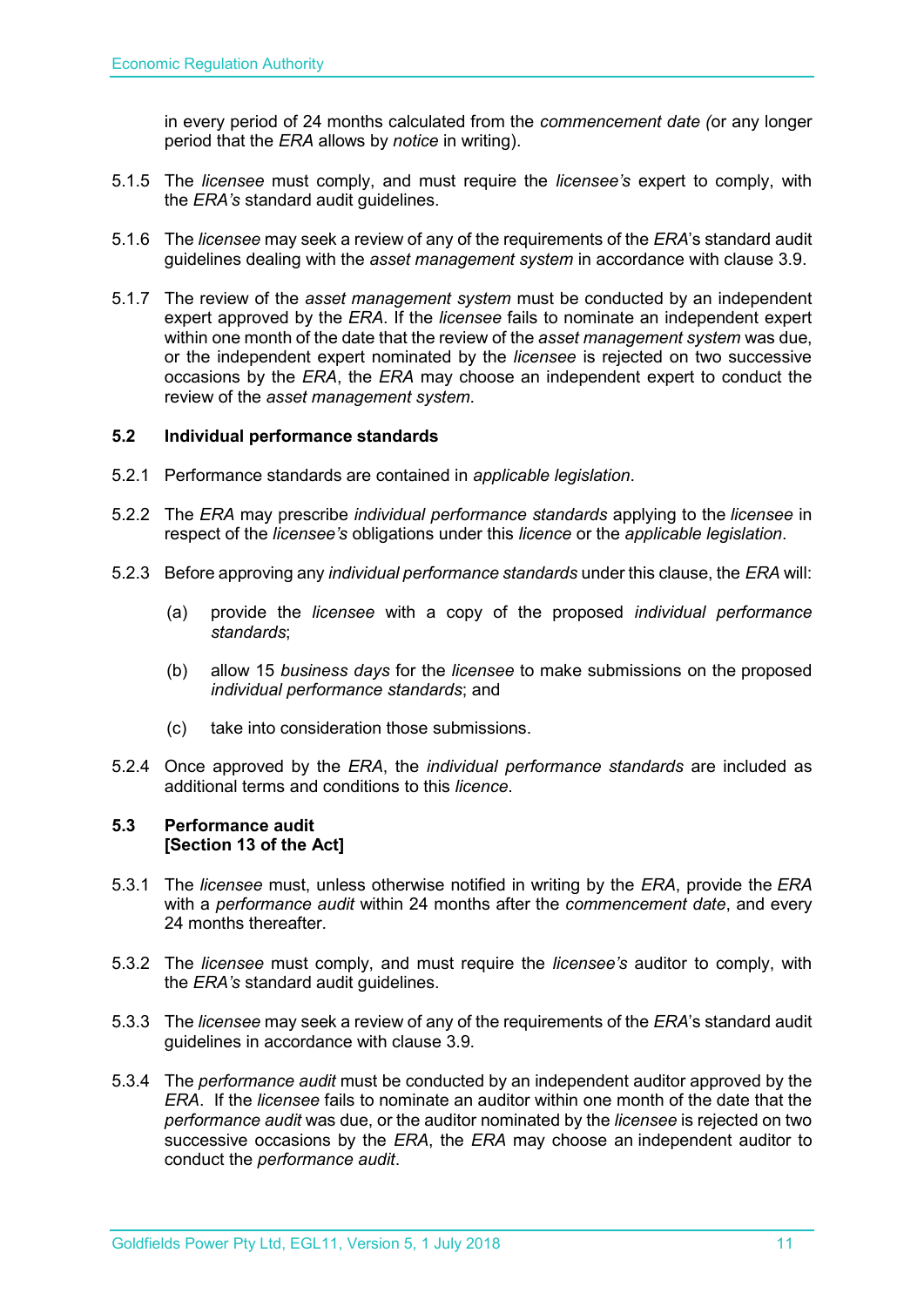in every period of 24 months calculated from the *commencement date (*or any longer period that the *ERA* allows by *notice* in writing).

5.1.5 The *licensee* must comply, and must require the *licensee's* expert to comply, with the *ERA's* standard audit guidelines.

5.1.6 The *licensee* may seek a review of any of the requirements of the *ERA*'s standard audit guidelines dealing with the *asset management system* in accordance with clause 3.9.

5.1.7 The review of the *asset management system* must be conducted by an independent expert approved by the *ERA*. If the *licensee* fails to nominate an independent expert within one month of the date that the review of the *asset management system* was due, or the independent expert nominated by the *licensee* is rejected on two successive occasions by the *ERA*, the *ERA* may choose an independent expert to conduct the review of the *asset management system*.

### 5.2 Individual performance standards

5.2.1 Performance standards are contained in *applicable legislation*.

5.2.2 The *ERA* may prescribe *individual performance standards* applying to the *licensee* in respect of the *licensee's* obligations under this *licence* or the *applicable legislation*.

5.2.3 Before approving any *individual performance standards* under this clause, the *ERA* will:

(a) provide the *licensee* with a copy of the proposed *individual performance standards*;

(b) allow 15 *business days* for the *licensee* to make submissions on the proposed *individual performance standards*; and

(c) take into consideration those submissions.

5.2.4 Once approved by the *ERA*, the *individual performance standards* are included as additional terms and conditions to this *licence*.

### 5.3 Performance audit
**[Section 13 of the Act]**

5.3.1 The *licensee* must, unless otherwise notified in writing by the *ERA*, provide the *ERA* with a *performance audit* within 24 months after the *commencement date*, and every 24 months thereafter.

5.3.2 The *licensee* must comply, and must require the *licensee's* auditor to comply, with the *ERA's* standard audit guidelines.

5.3.3 The *licensee* may seek a review of any of the requirements of the *ERA*'s standard audit guidelines in accordance with clause 3.9.

5.3.4 The *performance audit* must be conducted by an independent auditor approved by the *ERA*. If the *licensee* fails to nominate an auditor within one month of the date that the *performance audit* was due, or the auditor nominated by the *licensee* is rejected on two successive occasions by the *ERA*, the *ERA* may choose an independent auditor to conduct the *performance audit*.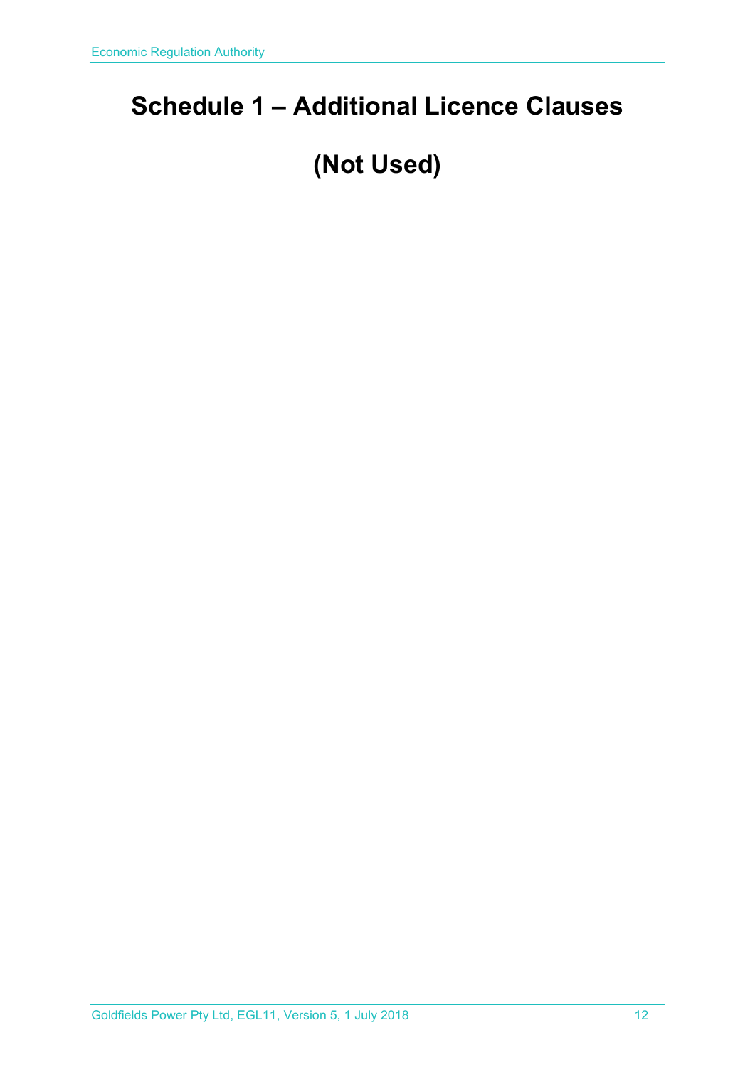# Schedule 1 – Additional Licence Clauses

# (Not Used)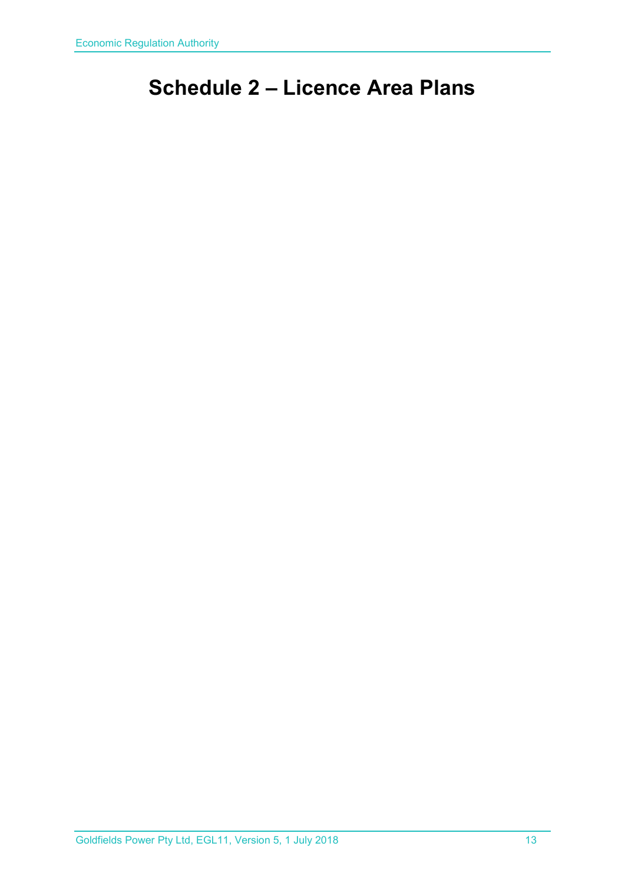# Schedule 2 – Licence Area Plans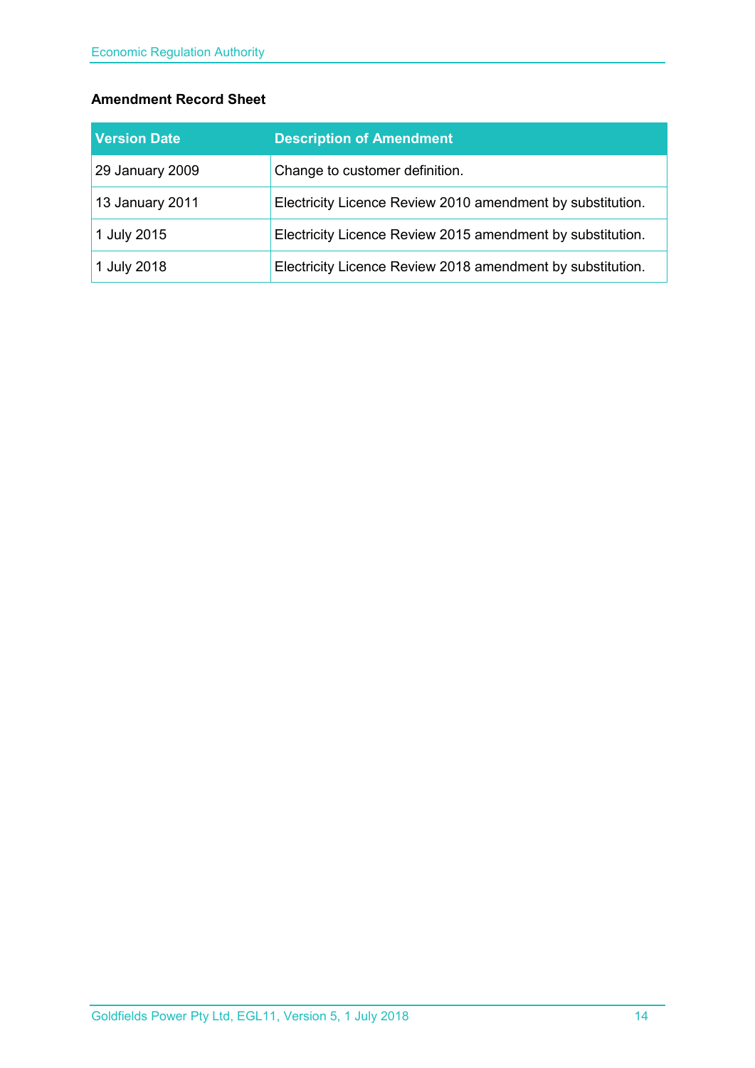**Amendment Record Sheet**

| Version Date | Description of Amendment |
| --- | --- |
| 29 January 2009 | Change to customer definition. |
| 13 January 2011 | Electricity Licence Review 2010 amendment by substitution. |
| 1 July 2015 | Electricity Licence Review 2015 amendment by substitution. |
| 1 July 2018 | Electricity Licence Review 2018 amendment by substitution. |